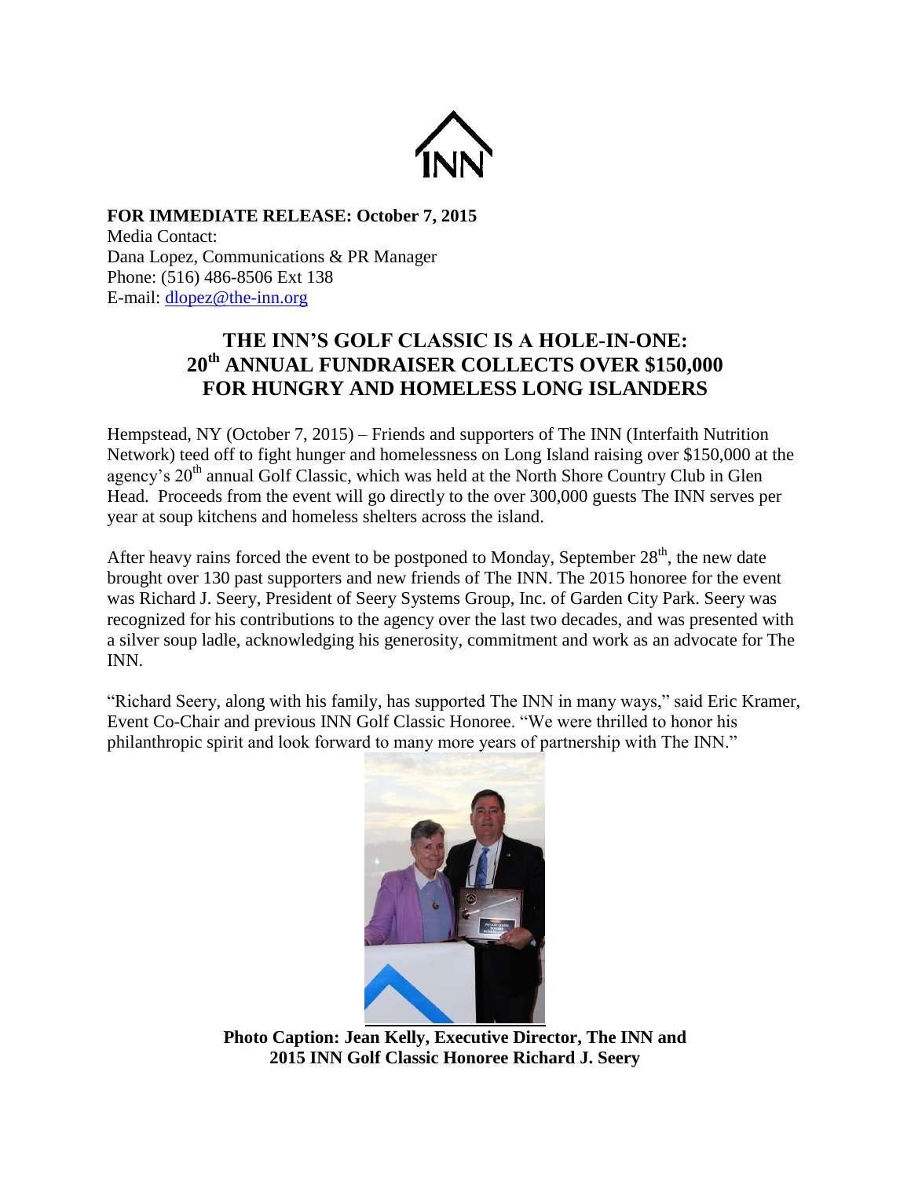INN

**FOR IMMEDIATE RELEASE: October 7, 2015**
Media Contact:
Dana Lopez, Communications & PR Manager
Phone: (516) 486-8506 Ext 138
E-mail: dlopez@the-inn.org

# THE INN'S GOLF CLASSIC IS A HOLE-IN-ONE: 20th ANNUAL FUNDRAISER COLLECTS OVER $150,000 FOR HUNGRY AND HOMELESS LONG ISLANDERS

Hempstead, NY (October 7, 2015) – Friends and supporters of The INN (Interfaith Nutrition Network) teed off to fight hunger and homelessness on Long Island raising over $150,000 at the agency's 20th annual Golf Classic, which was held at the North Shore Country Club in Glen Head. Proceeds from the event will go directly to the over 300,000 guests The INN serves per year at soup kitchens and homeless shelters across the island.

After heavy rains forced the event to be postponed to Monday, September 28th, the new date brought over 130 past supporters and new friends of The INN. The 2015 honoree for the event was Richard J. Seery, President of Seery Systems Group, Inc. of Garden City Park. Seery was recognized for his contributions to the agency over the last two decades, and was presented with a silver soup ladle, acknowledging his generosity, commitment and work as an advocate for The INN.

"Richard Seery, along with his family, has supported The INN in many ways," said Eric Kramer, Event Co-Chair and previous INN Golf Classic Honoree. "We were thrilled to honor his philanthropic spirit and look forward to many more years of partnership with The INN."

**Photo Caption: Jean Kelly, Executive Director, The INN and 2015 INN Golf Classic Honoree Richard J. Seery**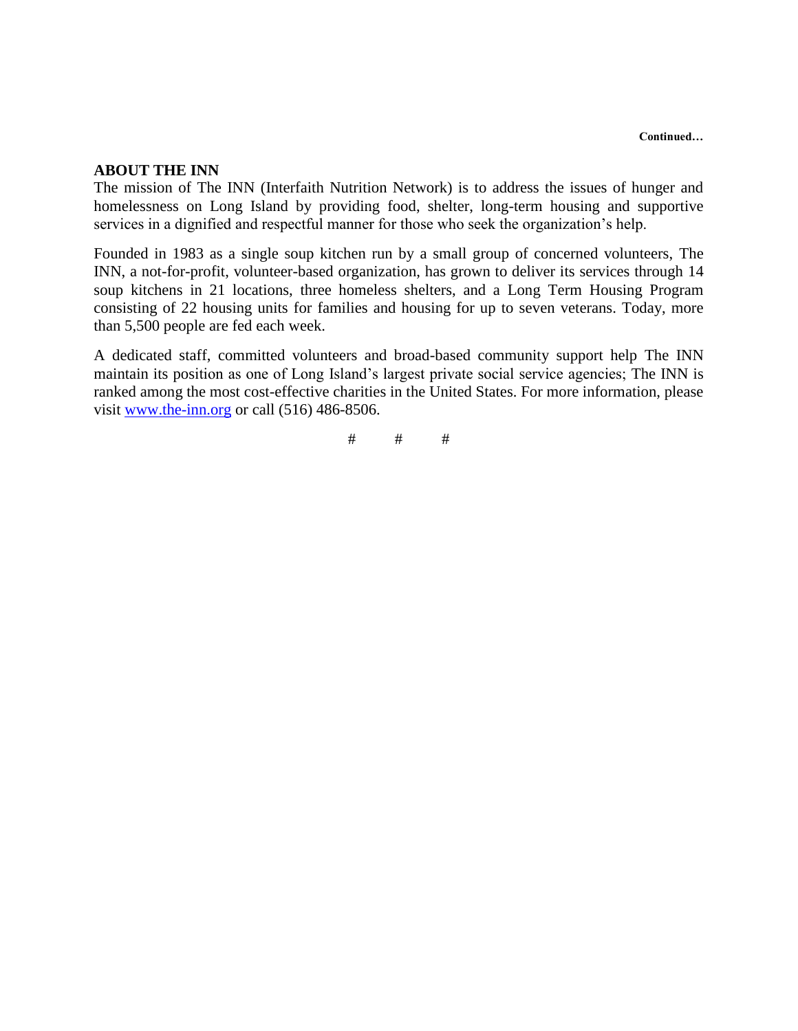**Continued…**

**ABOUT THE INN**

The mission of The INN (Interfaith Nutrition Network) is to address the issues of hunger and homelessness on Long Island by providing food, shelter, long-term housing and supportive services in a dignified and respectful manner for those who seek the organization's help.

Founded in 1983 as a single soup kitchen run by a small group of concerned volunteers, The INN, a not-for-profit, volunteer-based organization, has grown to deliver its services through 14 soup kitchens in 21 locations, three homeless shelters, and a Long Term Housing Program consisting of 22 housing units for families and housing for up to seven veterans. Today, more than 5,500 people are fed each week.

A dedicated staff, committed volunteers and broad-based community support help The INN maintain its position as one of Long Island's largest private social service agencies; The INN is ranked among the most cost-effective charities in the United States. For more information, please visit [www.the-inn.org](http://www.the-inn.org) or call (516) 486-8506.

# # #